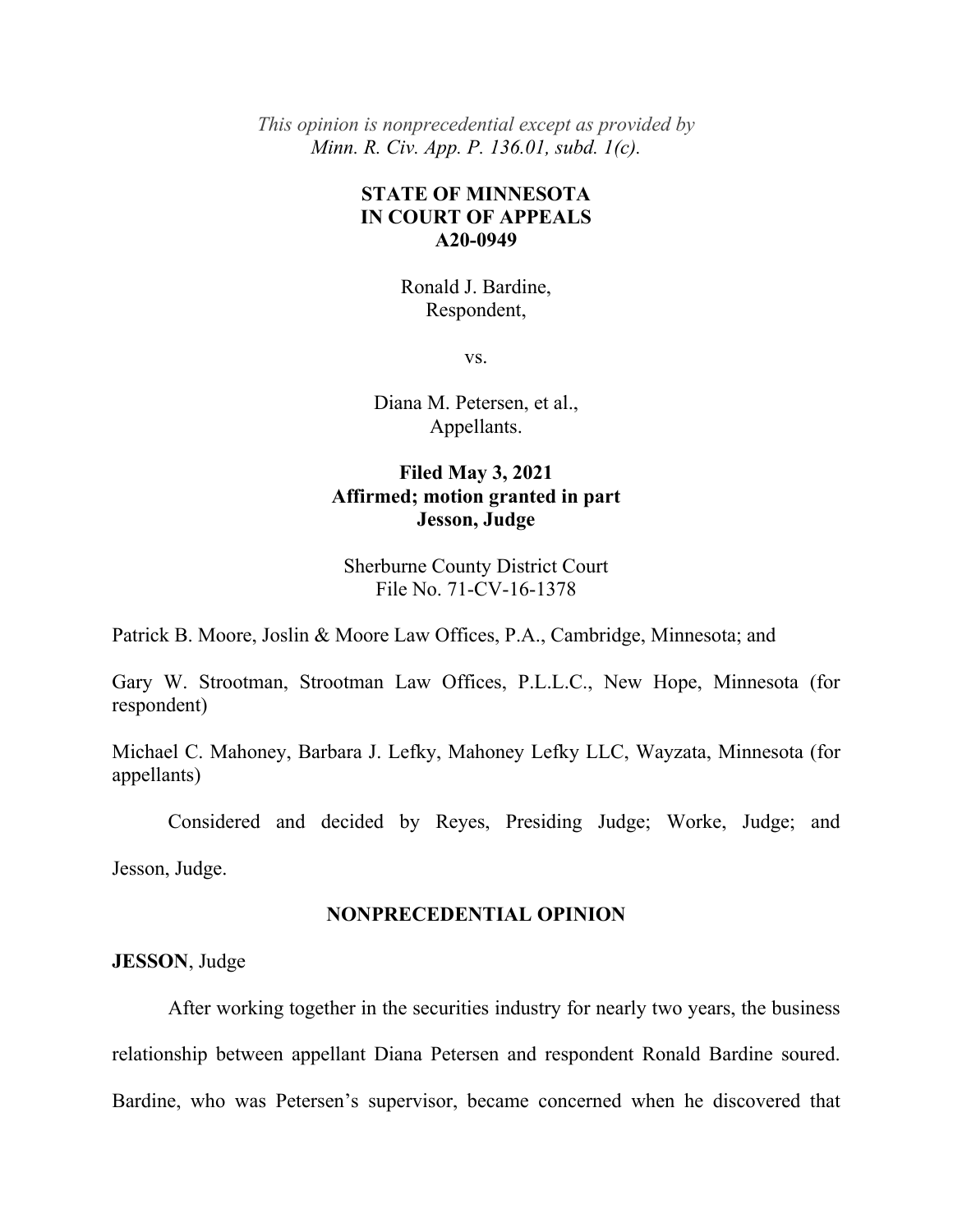*This opinion is nonprecedential except as provided by Minn. R. Civ. App. P. 136.01, subd. 1(c).*

**STATE OF MINNESOTA**
**IN COURT OF APPEALS**
**A20-0949**

Ronald J. Bardine,
Respondent,

vs.

Diana M. Petersen, et al.,
Appellants.

**Filed May 3, 2021**
**Affirmed; motion granted in part**
**Jesson, Judge**

Sherburne County District Court
File No. 71-CV-16-1378

Patrick B. Moore, Joslin & Moore Law Offices, P.A., Cambridge, Minnesota; and

Gary W. Strootman, Strootman Law Offices, P.L.L.C., New Hope, Minnesota (for respondent)

Michael C. Mahoney, Barbara J. Lefky, Mahoney Lefky LLC, Wayzata, Minnesota (for appellants)

Considered and decided by Reyes, Presiding Judge; Worke, Judge; and Jesson, Judge.

**NONPRECEDENTIAL OPINION**

**JESSON**, Judge

After working together in the securities industry for nearly two years, the business relationship between appellant Diana Petersen and respondent Ronald Bardine soured. Bardine, who was Petersen's supervisor, became concerned when he discovered that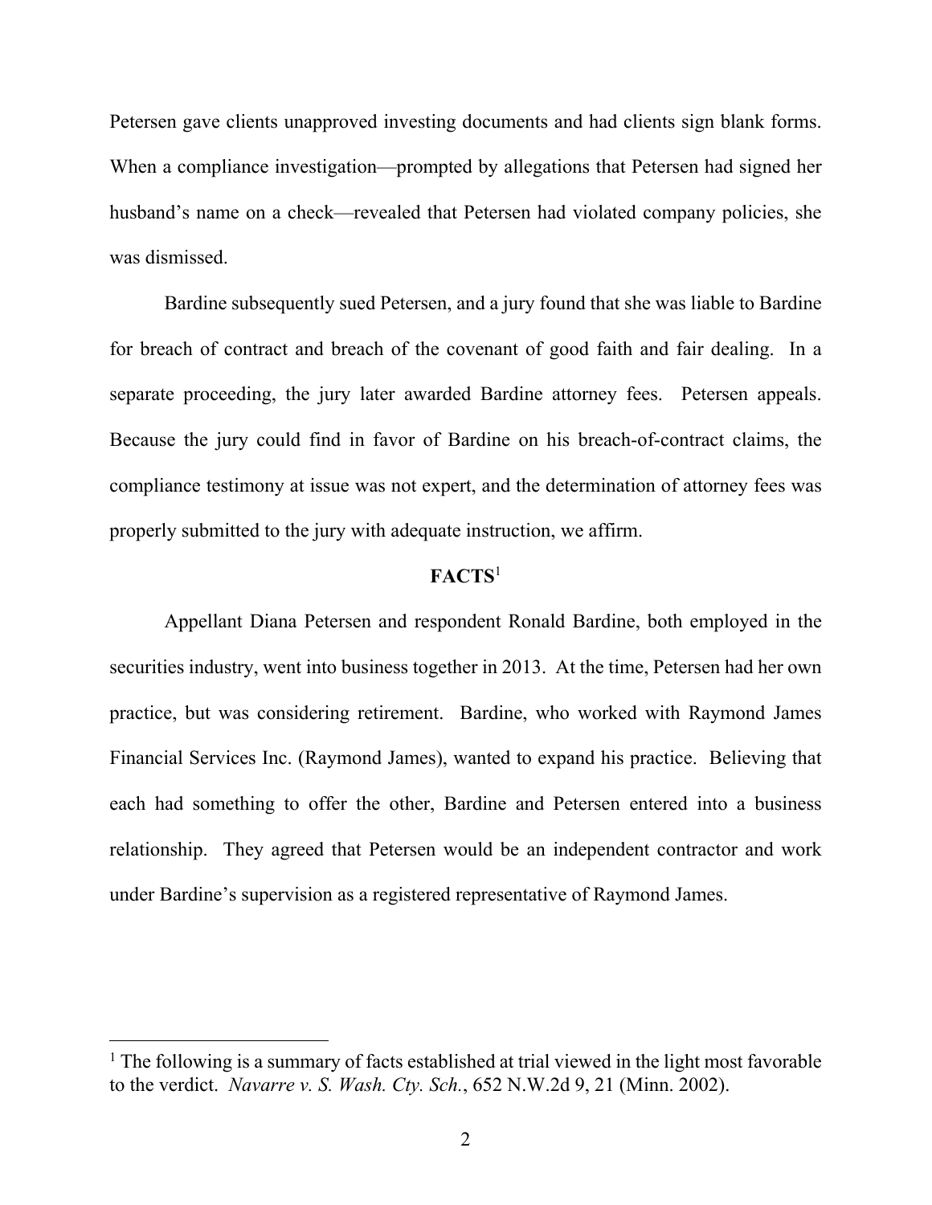Petersen gave clients unapproved investing documents and had clients sign blank forms. When a compliance investigation—prompted by allegations that Petersen had signed her husband's name on a check—revealed that Petersen had violated company policies, she was dismissed.

Bardine subsequently sued Petersen, and a jury found that she was liable to Bardine for breach of contract and breach of the covenant of good faith and fair dealing. In a separate proceeding, the jury later awarded Bardine attorney fees. Petersen appeals. Because the jury could find in favor of Bardine on his breach-of-contract claims, the compliance testimony at issue was not expert, and the determination of attorney fees was properly submitted to the jury with adequate instruction, we affirm.

## FACTS[1]

Appellant Diana Petersen and respondent Ronald Bardine, both employed in the securities industry, went into business together in 2013. At the time, Petersen had her own practice, but was considering retirement. Bardine, who worked with Raymond James Financial Services Inc. (Raymond James), wanted to expand his practice. Believing that each had something to offer the other, Bardine and Petersen entered into a business relationship. They agreed that Petersen would be an independent contractor and work under Bardine's supervision as a registered representative of Raymond James.

---

[1] The following is a summary of facts established at trial viewed in the light most favorable to the verdict. *Navarre v. S. Wash. Cty. Sch.*, 652 N.W.2d 9, 21 (Minn. 2002).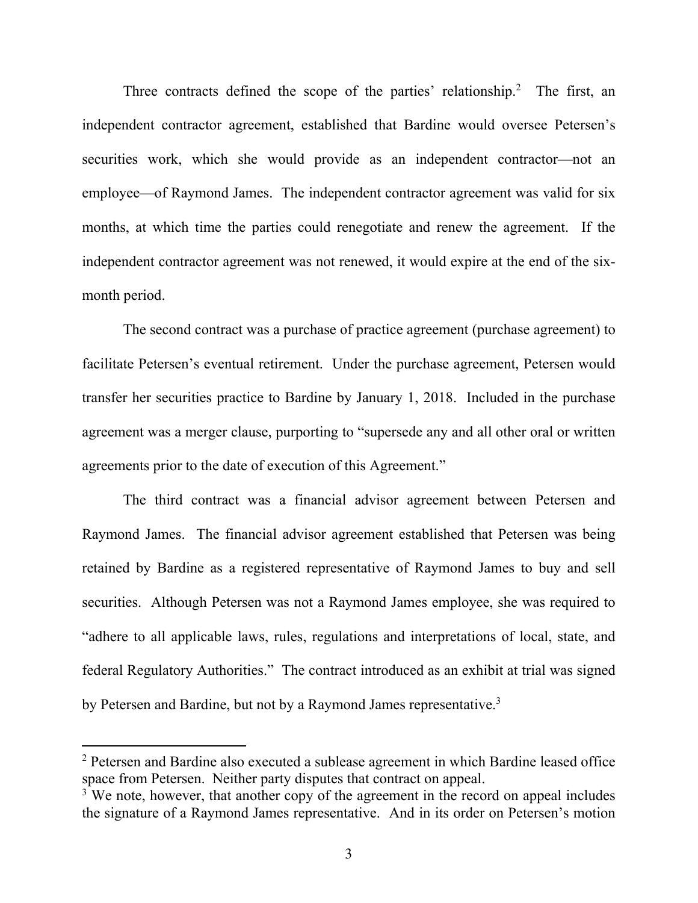Three contracts defined the scope of the parties' relationship.[2] The first, an independent contractor agreement, established that Bardine would oversee Petersen's securities work, which she would provide as an independent contractor—not an employee—of Raymond James. The independent contractor agreement was valid for six months, at which time the parties could renegotiate and renew the agreement. If the independent contractor agreement was not renewed, it would expire at the end of the six-month period.

The second contract was a purchase of practice agreement (purchase agreement) to facilitate Petersen's eventual retirement. Under the purchase agreement, Petersen would transfer her securities practice to Bardine by January 1, 2018. Included in the purchase agreement was a merger clause, purporting to "supersede any and all other oral or written agreements prior to the date of execution of this Agreement."

The third contract was a financial advisor agreement between Petersen and Raymond James. The financial advisor agreement established that Petersen was being retained by Bardine as a registered representative of Raymond James to buy and sell securities. Although Petersen was not a Raymond James employee, she was required to "adhere to all applicable laws, rules, regulations and interpretations of local, state, and federal Regulatory Authorities." The contract introduced as an exhibit at trial was signed by Petersen and Bardine, but not by a Raymond James representative.[3]

---

[2] Petersen and Bardine also executed a sublease agreement in which Bardine leased office space from Petersen. Neither party disputes that contract on appeal.

[3] We note, however, that another copy of the agreement in the record on appeal includes the signature of a Raymond James representative. And in its order on Petersen's motion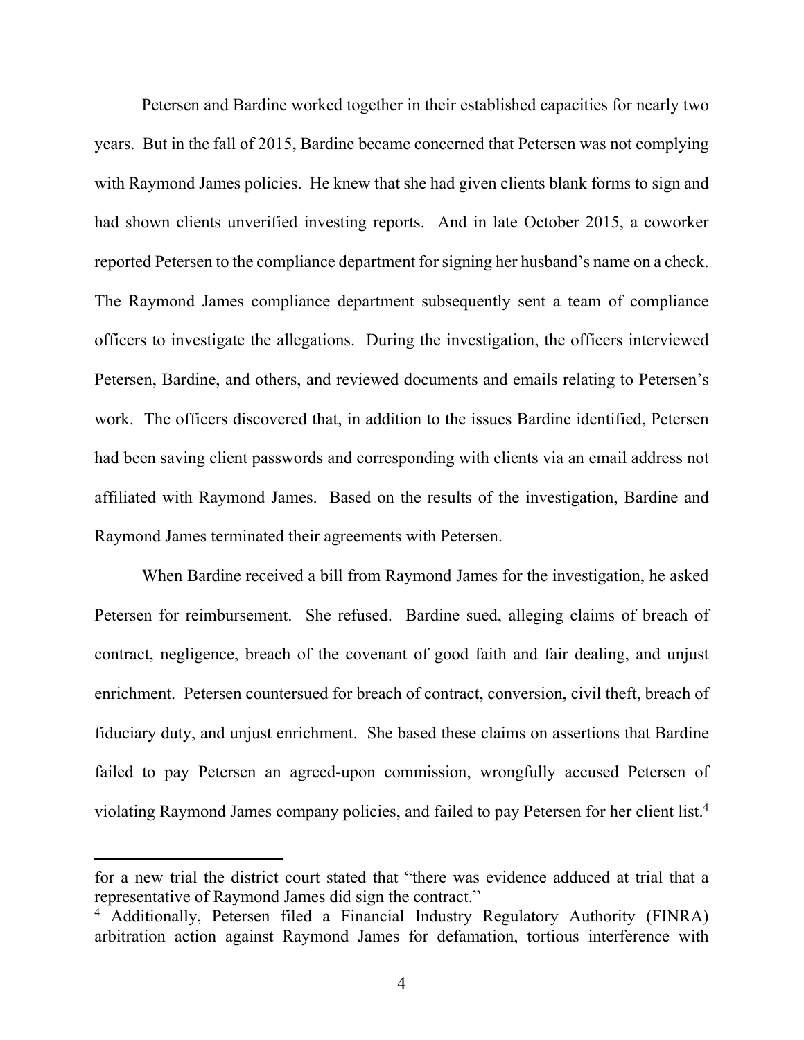Petersen and Bardine worked together in their established capacities for nearly two years. But in the fall of 2015, Bardine became concerned that Petersen was not complying with Raymond James policies. He knew that she had given clients blank forms to sign and had shown clients unverified investing reports. And in late October 2015, a coworker reported Petersen to the compliance department for signing her husband's name on a check. The Raymond James compliance department subsequently sent a team of compliance officers to investigate the allegations. During the investigation, the officers interviewed Petersen, Bardine, and others, and reviewed documents and emails relating to Petersen's work. The officers discovered that, in addition to the issues Bardine identified, Petersen had been saving client passwords and corresponding with clients via an email address not affiliated with Raymond James. Based on the results of the investigation, Bardine and Raymond James terminated their agreements with Petersen.

When Bardine received a bill from Raymond James for the investigation, he asked Petersen for reimbursement. She refused. Bardine sued, alleging claims of breach of contract, negligence, breach of the covenant of good faith and fair dealing, and unjust enrichment. Petersen countersued for breach of contract, conversion, civil theft, breach of fiduciary duty, and unjust enrichment. She based these claims on assertions that Bardine failed to pay Petersen an agreed-upon commission, wrongfully accused Petersen of violating Raymond James company policies, and failed to pay Petersen for her client list.[4]

---

for a new trial the district court stated that "there was evidence adduced at trial that a representative of Raymond James did sign the contract."

[4] Additionally, Petersen filed a Financial Industry Regulatory Authority (FINRA) arbitration action against Raymond James for defamation, tortious interference with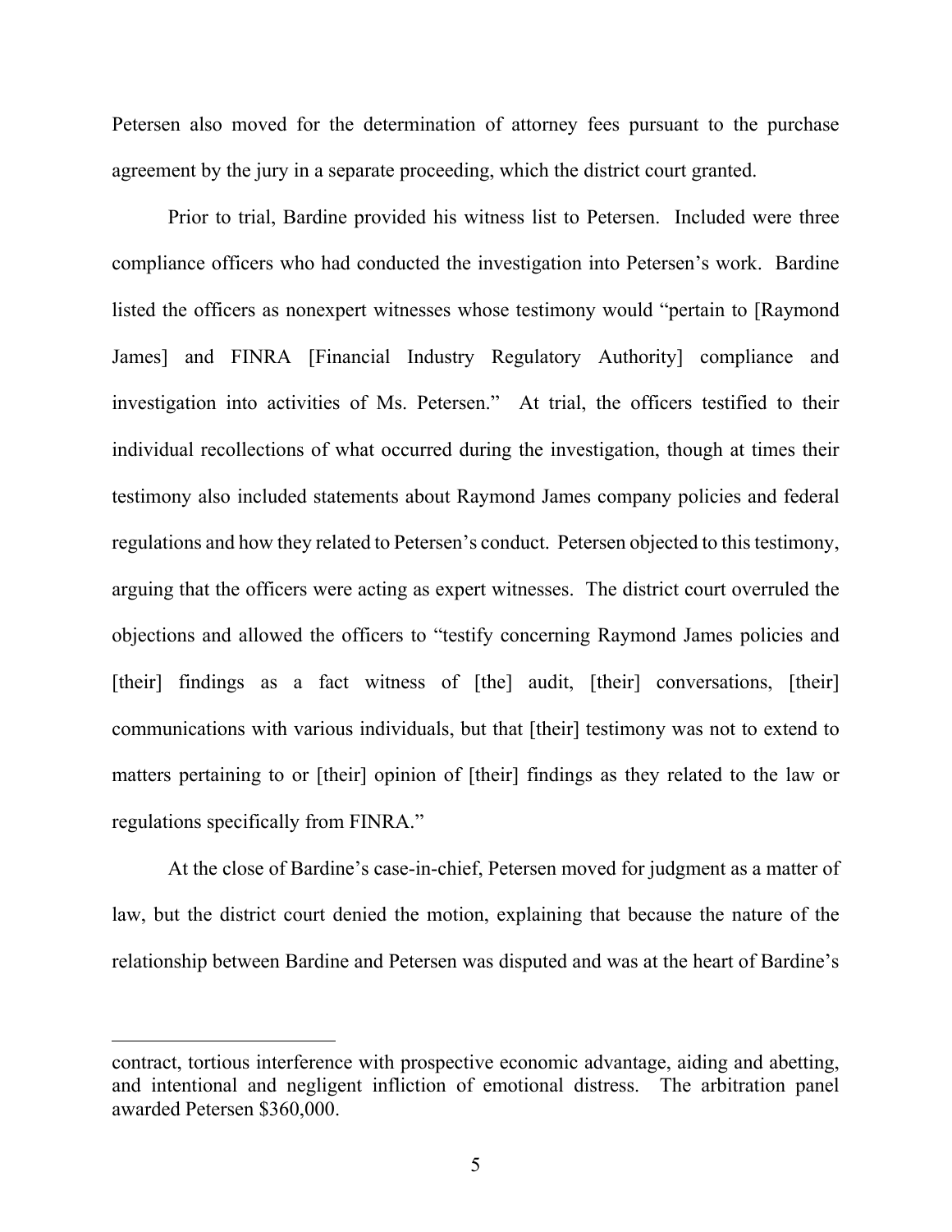Petersen also moved for the determination of attorney fees pursuant to the purchase agreement by the jury in a separate proceeding, which the district court granted.

Prior to trial, Bardine provided his witness list to Petersen. Included were three compliance officers who had conducted the investigation into Petersen's work. Bardine listed the officers as nonexpert witnesses whose testimony would "pertain to [Raymond James] and FINRA [Financial Industry Regulatory Authority] compliance and investigation into activities of Ms. Petersen." At trial, the officers testified to their individual recollections of what occurred during the investigation, though at times their testimony also included statements about Raymond James company policies and federal regulations and how they related to Petersen's conduct. Petersen objected to this testimony, arguing that the officers were acting as expert witnesses. The district court overruled the objections and allowed the officers to "testify concerning Raymond James policies and [their] findings as a fact witness of [the] audit, [their] conversations, [their] communications with various individuals, but that [their] testimony was not to extend to matters pertaining to or [their] opinion of [their] findings as they related to the law or regulations specifically from FINRA."

At the close of Bardine's case-in-chief, Petersen moved for judgment as a matter of law, but the district court denied the motion, explaining that because the nature of the relationship between Bardine and Petersen was disputed and was at the heart of Bardine's

---

contract, tortious interference with prospective economic advantage, aiding and abetting, and intentional and negligent infliction of emotional distress. The arbitration panel awarded Petersen $360,000.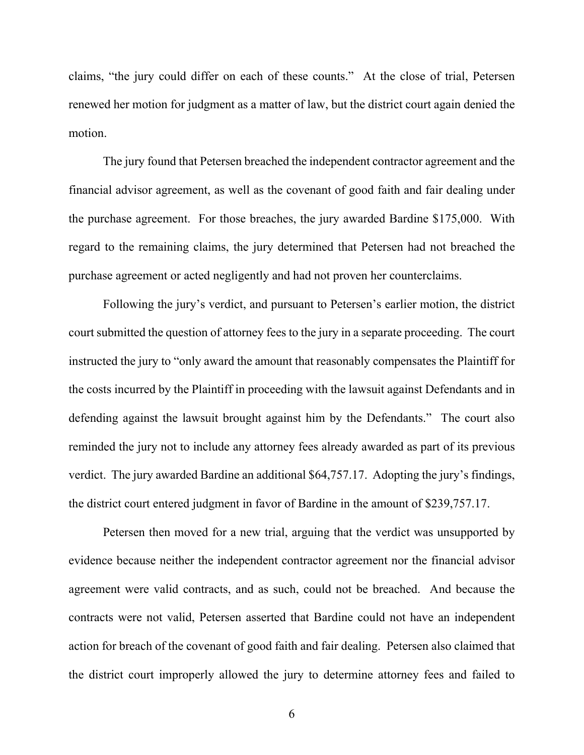claims, "the jury could differ on each of these counts." At the close of trial, Petersen renewed her motion for judgment as a matter of law, but the district court again denied the motion.

The jury found that Petersen breached the independent contractor agreement and the financial advisor agreement, as well as the covenant of good faith and fair dealing under the purchase agreement. For those breaches, the jury awarded Bardine $175,000. With regard to the remaining claims, the jury determined that Petersen had not breached the purchase agreement or acted negligently and had not proven her counterclaims.

Following the jury's verdict, and pursuant to Petersen's earlier motion, the district court submitted the question of attorney fees to the jury in a separate proceeding. The court instructed the jury to "only award the amount that reasonably compensates the Plaintiff for the costs incurred by the Plaintiff in proceeding with the lawsuit against Defendants and in defending against the lawsuit brought against him by the Defendants." The court also reminded the jury not to include any attorney fees already awarded as part of its previous verdict. The jury awarded Bardine an additional $64,757.17. Adopting the jury's findings, the district court entered judgment in favor of Bardine in the amount of $239,757.17.

Petersen then moved for a new trial, arguing that the verdict was unsupported by evidence because neither the independent contractor agreement nor the financial advisor agreement were valid contracts, and as such, could not be breached. And because the contracts were not valid, Petersen asserted that Bardine could not have an independent action for breach of the covenant of good faith and fair dealing. Petersen also claimed that the district court improperly allowed the jury to determine attorney fees and failed to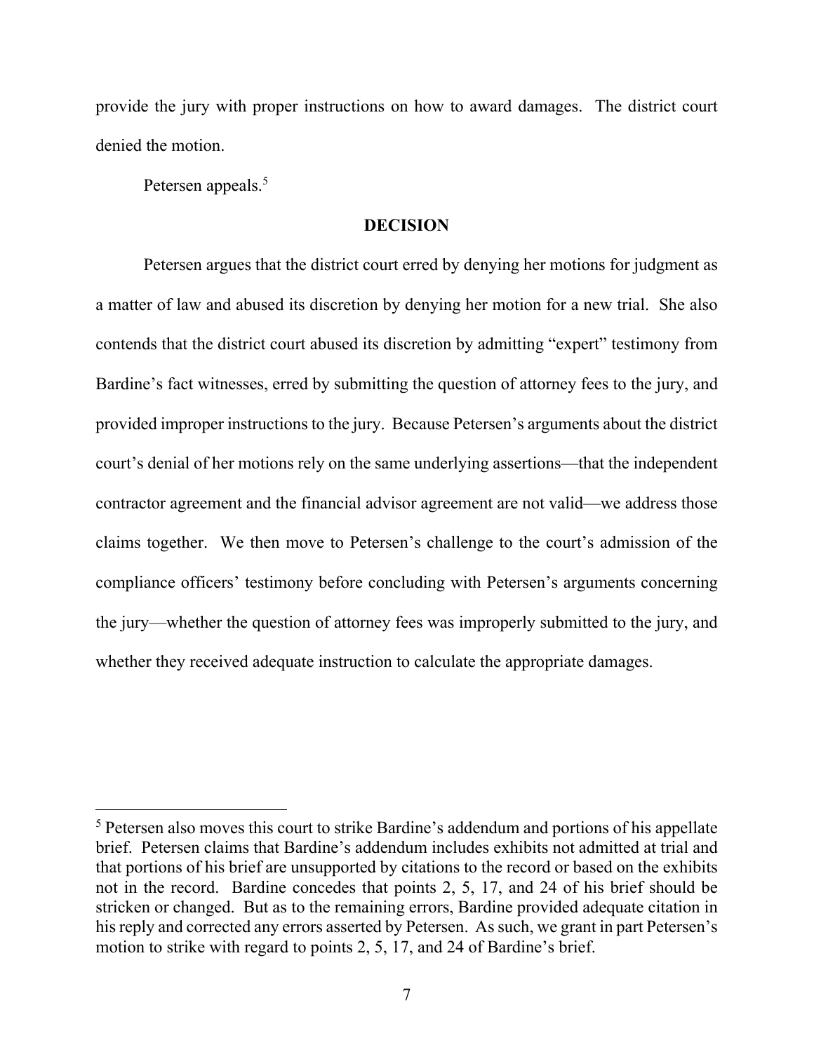provide the jury with proper instructions on how to award damages. The district court denied the motion.

Petersen appeals.[5]

## DECISION

Petersen argues that the district court erred by denying her motions for judgment as a matter of law and abused its discretion by denying her motion for a new trial. She also contends that the district court abused its discretion by admitting "expert" testimony from Bardine's fact witnesses, erred by submitting the question of attorney fees to the jury, and provided improper instructions to the jury. Because Petersen's arguments about the district court's denial of her motions rely on the same underlying assertions—that the independent contractor agreement and the financial advisor agreement are not valid—we address those claims together. We then move to Petersen's challenge to the court's admission of the compliance officers' testimony before concluding with Petersen's arguments concerning the jury—whether the question of attorney fees was improperly submitted to the jury, and whether they received adequate instruction to calculate the appropriate damages.

---

[5] Petersen also moves this court to strike Bardine's addendum and portions of his appellate brief. Petersen claims that Bardine's addendum includes exhibits not admitted at trial and that portions of his brief are unsupported by citations to the record or based on the exhibits not in the record. Bardine concedes that points 2, 5, 17, and 24 of his brief should be stricken or changed. But as to the remaining errors, Bardine provided adequate citation in his reply and corrected any errors asserted by Petersen. As such, we grant in part Petersen's motion to strike with regard to points 2, 5, 17, and 24 of Bardine's brief.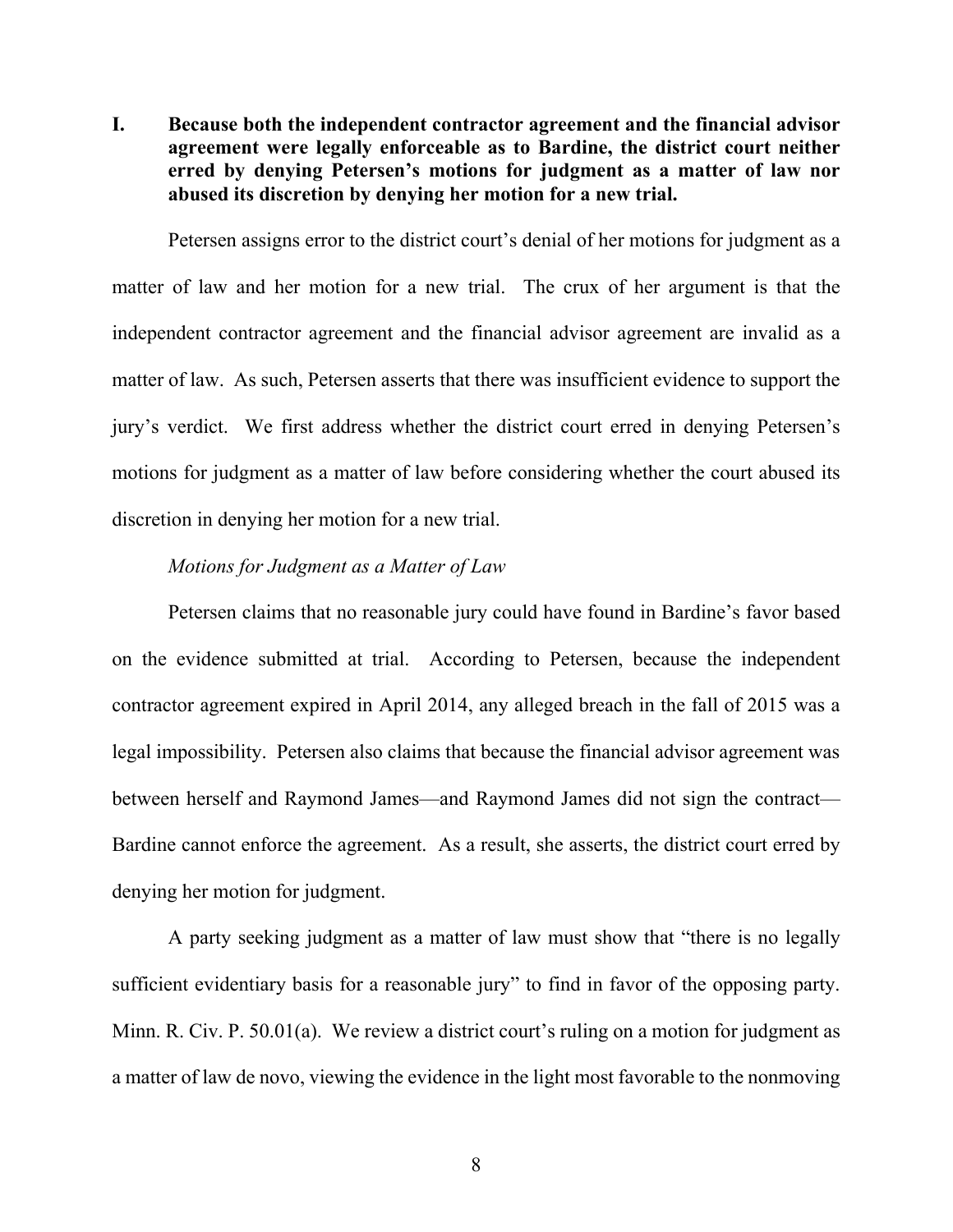## I. Because both the independent contractor agreement and the financial advisor agreement were legally enforceable as to Bardine, the district court neither erred by denying Petersen's motions for judgment as a matter of law nor abused its discretion by denying her motion for a new trial.

Petersen assigns error to the district court's denial of her motions for judgment as a matter of law and her motion for a new trial. The crux of her argument is that the independent contractor agreement and the financial advisor agreement are invalid as a matter of law. As such, Petersen asserts that there was insufficient evidence to support the jury's verdict. We first address whether the district court erred in denying Petersen's motions for judgment as a matter of law before considering whether the court abused its discretion in denying her motion for a new trial.

*Motions for Judgment as a Matter of Law*

Petersen claims that no reasonable jury could have found in Bardine's favor based on the evidence submitted at trial. According to Petersen, because the independent contractor agreement expired in April 2014, any alleged breach in the fall of 2015 was a legal impossibility. Petersen also claims that because the financial advisor agreement was between herself and Raymond James—and Raymond James did not sign the contract—Bardine cannot enforce the agreement. As a result, she asserts, the district court erred by denying her motion for judgment.

A party seeking judgment as a matter of law must show that "there is no legally sufficient evidentiary basis for a reasonable jury" to find in favor of the opposing party. Minn. R. Civ. P. 50.01(a). We review a district court's ruling on a motion for judgment as a matter of law de novo, viewing the evidence in the light most favorable to the nonmoving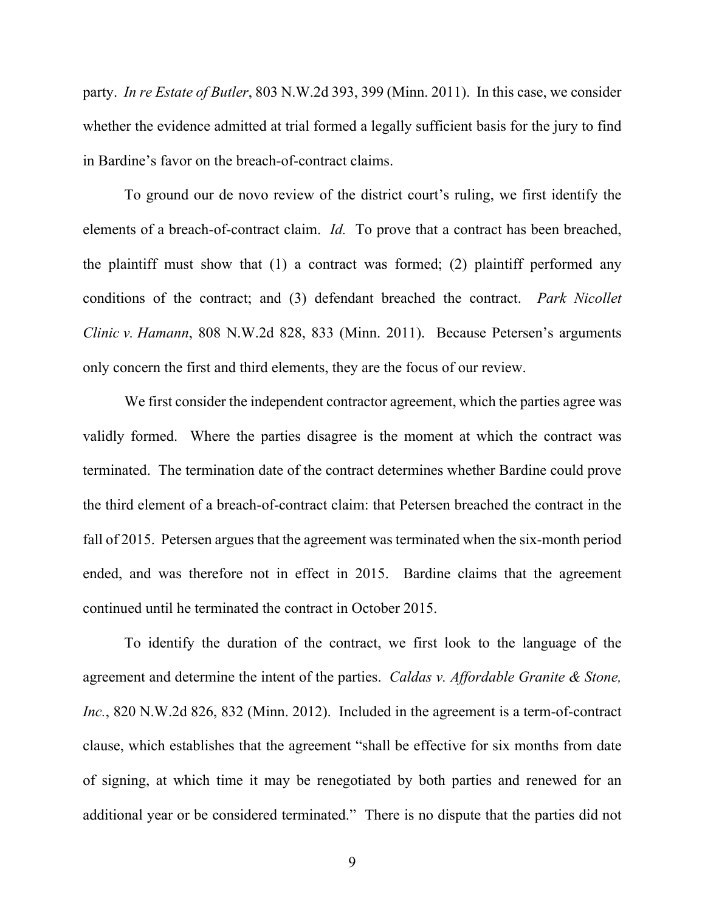party. *In re Estate of Butler*, 803 N.W.2d 393, 399 (Minn. 2011). In this case, we consider whether the evidence admitted at trial formed a legally sufficient basis for the jury to find in Bardine's favor on the breach-of-contract claims.

To ground our de novo review of the district court's ruling, we first identify the elements of a breach-of-contract claim. *Id.* To prove that a contract has been breached, the plaintiff must show that (1) a contract was formed; (2) plaintiff performed any conditions of the contract; and (3) defendant breached the contract. *Park Nicollet Clinic v. Hamann*, 808 N.W.2d 828, 833 (Minn. 2011). Because Petersen's arguments only concern the first and third elements, they are the focus of our review.

We first consider the independent contractor agreement, which the parties agree was validly formed. Where the parties disagree is the moment at which the contract was terminated. The termination date of the contract determines whether Bardine could prove the third element of a breach-of-contract claim: that Petersen breached the contract in the fall of 2015. Petersen argues that the agreement was terminated when the six-month period ended, and was therefore not in effect in 2015. Bardine claims that the agreement continued until he terminated the contract in October 2015.

To identify the duration of the contract, we first look to the language of the agreement and determine the intent of the parties. *Caldas v. Affordable Granite & Stone, Inc.*, 820 N.W.2d 826, 832 (Minn. 2012). Included in the agreement is a term-of-contract clause, which establishes that the agreement "shall be effective for six months from date of signing, at which time it may be renegotiated by both parties and renewed for an additional year or be considered terminated." There is no dispute that the parties did not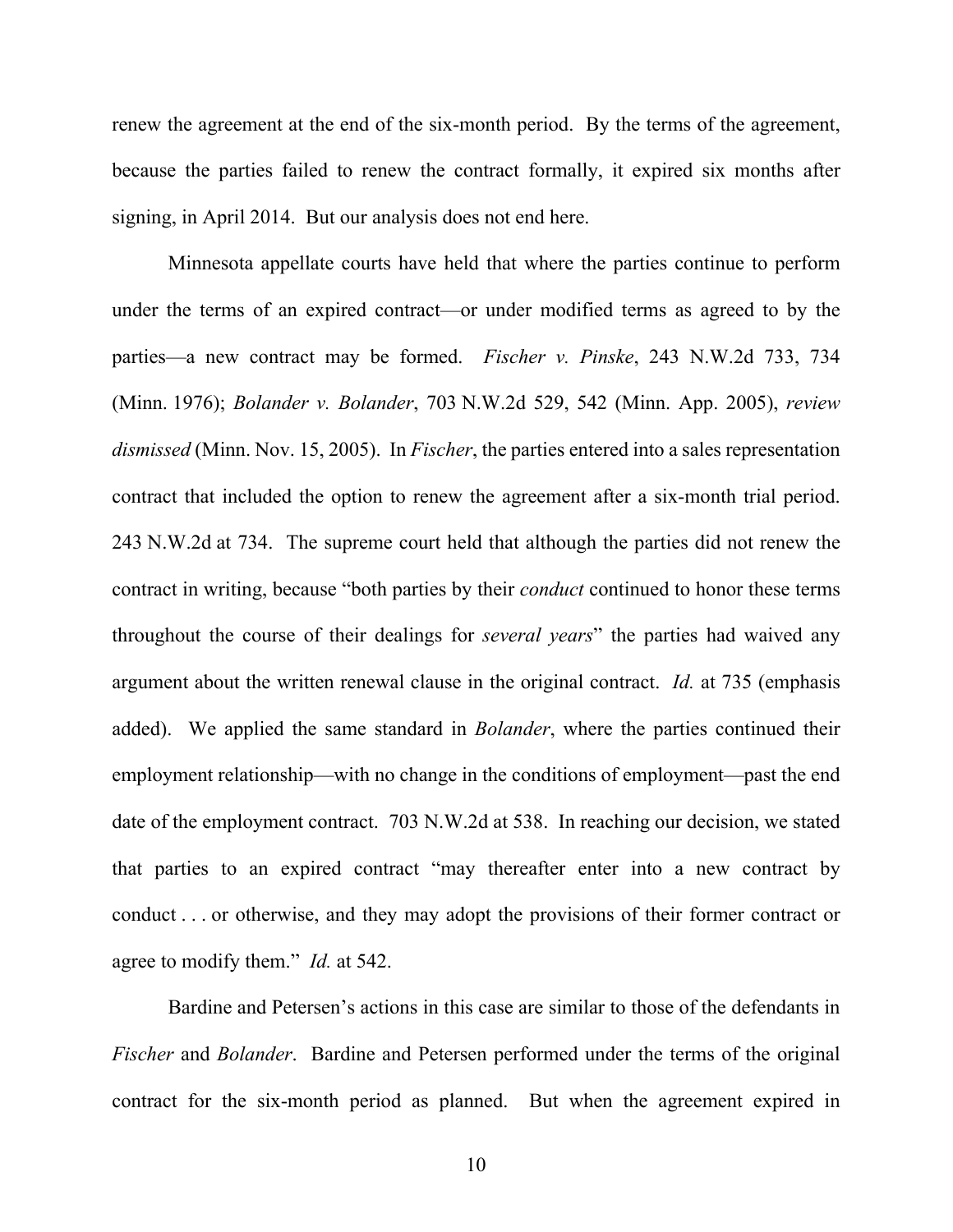renew the agreement at the end of the six-month period. By the terms of the agreement, because the parties failed to renew the contract formally, it expired six months after signing, in April 2014. But our analysis does not end here.

Minnesota appellate courts have held that where the parties continue to perform under the terms of an expired contract—or under modified terms as agreed to by the parties—a new contract may be formed. *Fischer v. Pinske*, 243 N.W.2d 733, 734 (Minn. 1976); *Bolander v. Bolander*, 703 N.W.2d 529, 542 (Minn. App. 2005), *review dismissed* (Minn. Nov. 15, 2005). In *Fischer*, the parties entered into a sales representation contract that included the option to renew the agreement after a six-month trial period. 243 N.W.2d at 734. The supreme court held that although the parties did not renew the contract in writing, because "both parties by their *conduct* continued to honor these terms throughout the course of their dealings for *several years*" the parties had waived any argument about the written renewal clause in the original contract. *Id.* at 735 (emphasis added). We applied the same standard in *Bolander*, where the parties continued their employment relationship—with no change in the conditions of employment—past the end date of the employment contract. 703 N.W.2d at 538. In reaching our decision, we stated that parties to an expired contract "may thereafter enter into a new contract by conduct . . . or otherwise, and they may adopt the provisions of their former contract or agree to modify them." *Id.* at 542.

Bardine and Petersen's actions in this case are similar to those of the defendants in *Fischer* and *Bolander*. Bardine and Petersen performed under the terms of the original contract for the six-month period as planned. But when the agreement expired in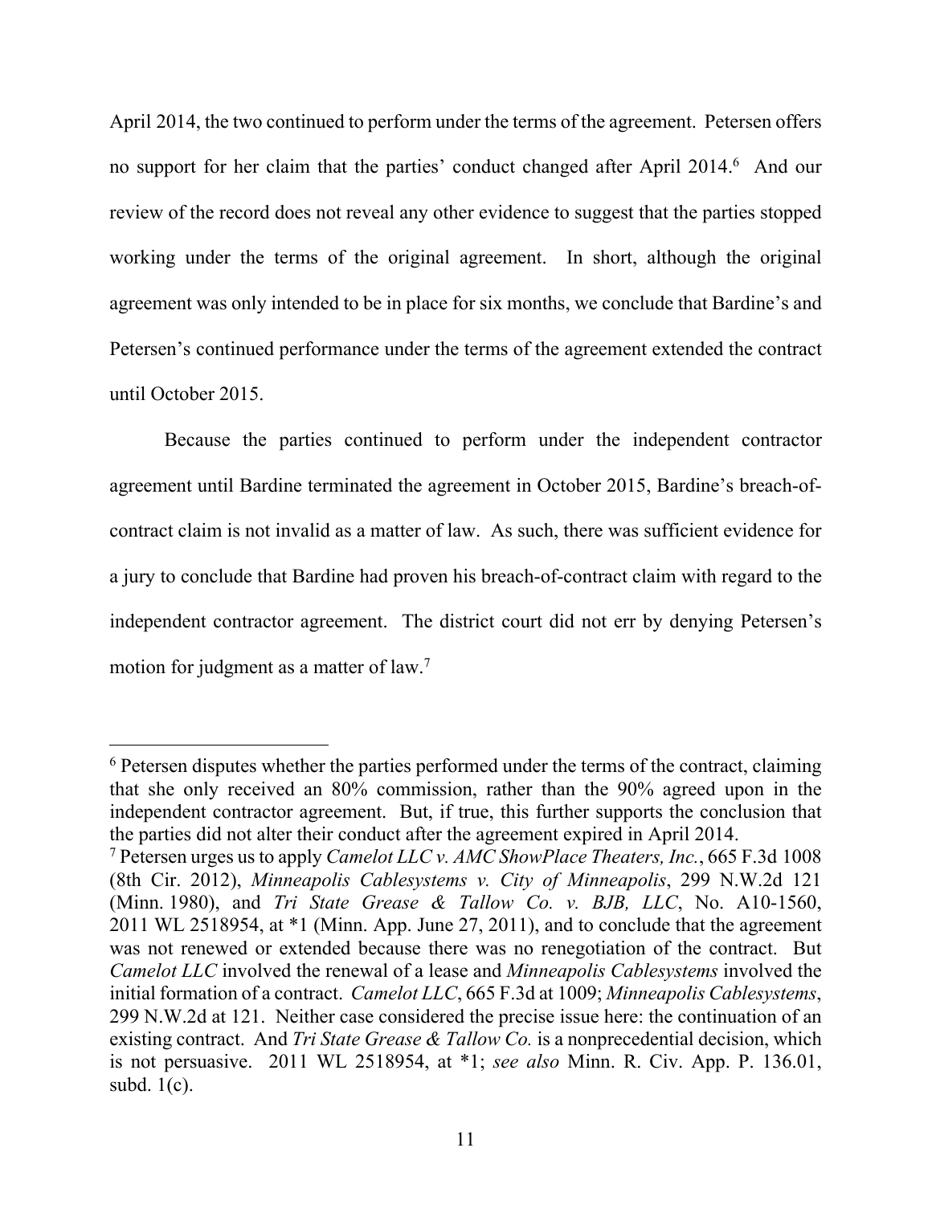April 2014, the two continued to perform under the terms of the agreement. Petersen offers no support for her claim that the parties' conduct changed after April 2014.[6] And our review of the record does not reveal any other evidence to suggest that the parties stopped working under the terms of the original agreement. In short, although the original agreement was only intended to be in place for six months, we conclude that Bardine's and Petersen's continued performance under the terms of the agreement extended the contract until October 2015.

Because the parties continued to perform under the independent contractor agreement until Bardine terminated the agreement in October 2015, Bardine's breach-of-contract claim is not invalid as a matter of law. As such, there was sufficient evidence for a jury to conclude that Bardine had proven his breach-of-contract claim with regard to the independent contractor agreement. The district court did not err by denying Petersen's motion for judgment as a matter of law.[7]

---

[6] Petersen disputes whether the parties performed under the terms of the contract, claiming that she only received an 80% commission, rather than the 90% agreed upon in the independent contractor agreement. But, if true, this further supports the conclusion that the parties did not alter their conduct after the agreement expired in April 2014.

[7] Petersen urges us to apply *Camelot LLC v. AMC ShowPlace Theaters, Inc.*, 665 F.3d 1008 (8th Cir. 2012), *Minneapolis Cablesystems v. City of Minneapolis*, 299 N.W.2d 121 (Minn. 1980), and *Tri State Grease & Tallow Co. v. BJB, LLC*, No. A10-1560, 2011 WL 2518954, at *1 (Minn. App. June 27, 2011), and to conclude that the agreement was not renewed or extended because there was no renegotiation of the contract. But *Camelot LLC* involved the renewal of a lease and *Minneapolis Cablesystems* involved the initial formation of a contract. *Camelot LLC*, 665 F.3d at 1009; *Minneapolis Cablesystems*, 299 N.W.2d at 121. Neither case considered the precise issue here: the continuation of an existing contract. And *Tri State Grease & Tallow Co.* is a nonprecedential decision, which is not persuasive. 2011 WL 2518954, at *1; *see also* Minn. R. Civ. App. P. 136.01, subd. 1(c).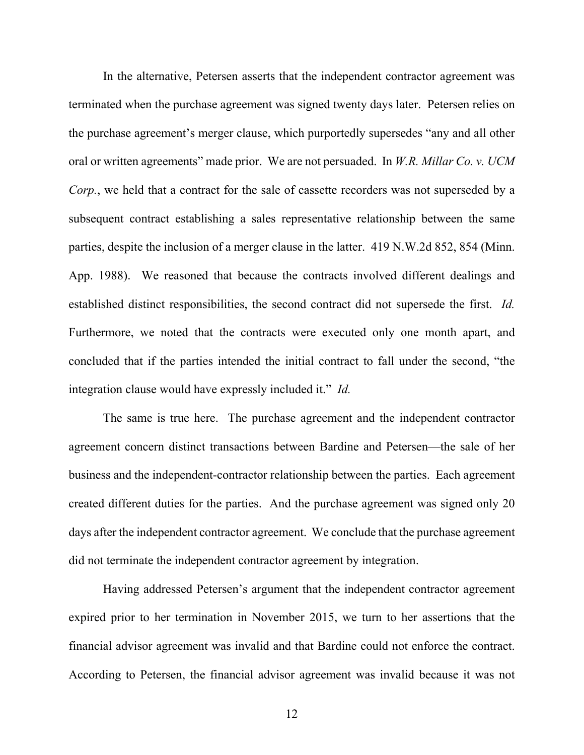In the alternative, Petersen asserts that the independent contractor agreement was terminated when the purchase agreement was signed twenty days later. Petersen relies on the purchase agreement's merger clause, which purportedly supersedes "any and all other oral or written agreements" made prior. We are not persuaded. In *W.R. Millar Co. v. UCM Corp.*, we held that a contract for the sale of cassette recorders was not superseded by a subsequent contract establishing a sales representative relationship between the same parties, despite the inclusion of a merger clause in the latter. 419 N.W.2d 852, 854 (Minn. App. 1988). We reasoned that because the contracts involved different dealings and established distinct responsibilities, the second contract did not supersede the first. *Id.* Furthermore, we noted that the contracts were executed only one month apart, and concluded that if the parties intended the initial contract to fall under the second, "the integration clause would have expressly included it." *Id.*

The same is true here. The purchase agreement and the independent contractor agreement concern distinct transactions between Bardine and Petersen—the sale of her business and the independent-contractor relationship between the parties. Each agreement created different duties for the parties. And the purchase agreement was signed only 20 days after the independent contractor agreement. We conclude that the purchase agreement did not terminate the independent contractor agreement by integration.

Having addressed Petersen's argument that the independent contractor agreement expired prior to her termination in November 2015, we turn to her assertions that the financial advisor agreement was invalid and that Bardine could not enforce the contract. According to Petersen, the financial advisor agreement was invalid because it was not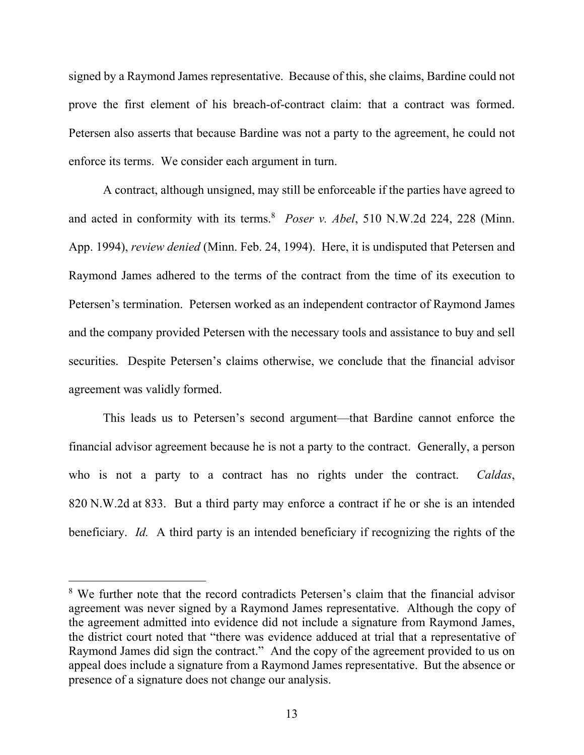signed by a Raymond James representative. Because of this, she claims, Bardine could not prove the first element of his breach-of-contract claim: that a contract was formed. Petersen also asserts that because Bardine was not a party to the agreement, he could not enforce its terms. We consider each argument in turn.

A contract, although unsigned, may still be enforceable if the parties have agreed to and acted in conformity with its terms.[8] *Poser v. Abel*, 510 N.W.2d 224, 228 (Minn. App. 1994), *review denied* (Minn. Feb. 24, 1994). Here, it is undisputed that Petersen and Raymond James adhered to the terms of the contract from the time of its execution to Petersen's termination. Petersen worked as an independent contractor of Raymond James and the company provided Petersen with the necessary tools and assistance to buy and sell securities. Despite Petersen's claims otherwise, we conclude that the financial advisor agreement was validly formed.

This leads us to Petersen's second argument—that Bardine cannot enforce the financial advisor agreement because he is not a party to the contract. Generally, a person who is not a party to a contract has no rights under the contract. *Caldas*, 820 N.W.2d at 833. But a third party may enforce a contract if he or she is an intended beneficiary. *Id.* A third party is an intended beneficiary if recognizing the rights of the

---

[8] We further note that the record contradicts Petersen's claim that the financial advisor agreement was never signed by a Raymond James representative. Although the copy of the agreement admitted into evidence did not include a signature from Raymond James, the district court noted that "there was evidence adduced at trial that a representative of Raymond James did sign the contract." And the copy of the agreement provided to us on appeal does include a signature from a Raymond James representative. But the absence or presence of a signature does not change our analysis.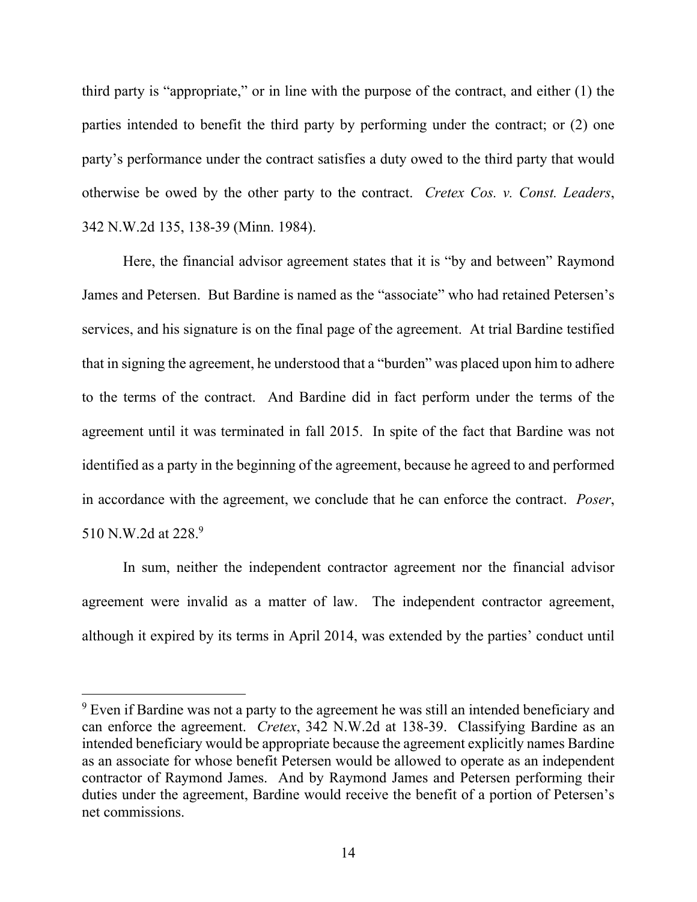third party is "appropriate," or in line with the purpose of the contract, and either (1) the parties intended to benefit the third party by performing under the contract; or (2) one party's performance under the contract satisfies a duty owed to the third party that would otherwise be owed by the other party to the contract. *Cretex Cos. v. Const. Leaders*, 342 N.W.2d 135, 138-39 (Minn. 1984).

Here, the financial advisor agreement states that it is "by and between" Raymond James and Petersen. But Bardine is named as the "associate" who had retained Petersen's services, and his signature is on the final page of the agreement. At trial Bardine testified that in signing the agreement, he understood that a "burden" was placed upon him to adhere to the terms of the contract. And Bardine did in fact perform under the terms of the agreement until it was terminated in fall 2015. In spite of the fact that Bardine was not identified as a party in the beginning of the agreement, because he agreed to and performed in accordance with the agreement, we conclude that he can enforce the contract. *Poser*, 510 N.W.2d at 228.[9]

In sum, neither the independent contractor agreement nor the financial advisor agreement were invalid as a matter of law. The independent contractor agreement, although it expired by its terms in April 2014, was extended by the parties' conduct until

---

[9] Even if Bardine was not a party to the agreement he was still an intended beneficiary and can enforce the agreement. *Cretex*, 342 N.W.2d at 138-39. Classifying Bardine as an intended beneficiary would be appropriate because the agreement explicitly names Bardine as an associate for whose benefit Petersen would be allowed to operate as an independent contractor of Raymond James. And by Raymond James and Petersen performing their duties under the agreement, Bardine would receive the benefit of a portion of Petersen's net commissions.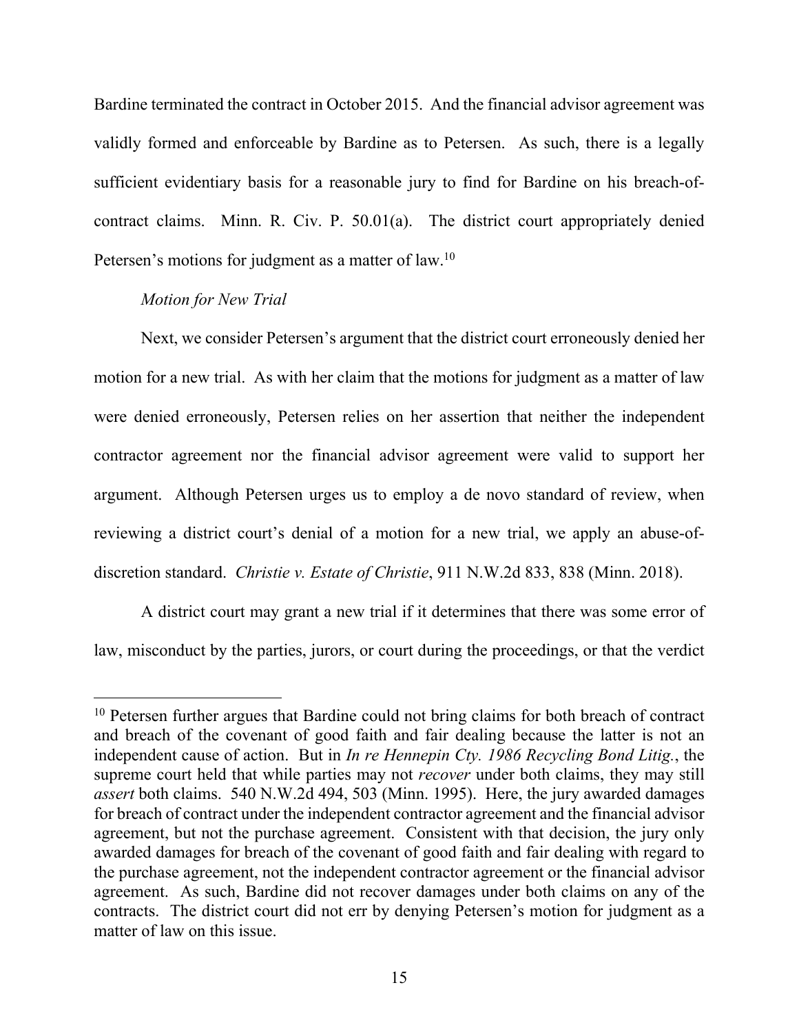Bardine terminated the contract in October 2015. And the financial advisor agreement was validly formed and enforceable by Bardine as to Petersen. As such, there is a legally sufficient evidentiary basis for a reasonable jury to find for Bardine on his breach-of-contract claims. Minn. R. Civ. P. 50.01(a). The district court appropriately denied Petersen's motions for judgment as a matter of law.[10]

*Motion for New Trial*

Next, we consider Petersen's argument that the district court erroneously denied her motion for a new trial. As with her claim that the motions for judgment as a matter of law were denied erroneously, Petersen relies on her assertion that neither the independent contractor agreement nor the financial advisor agreement were valid to support her argument. Although Petersen urges us to employ a de novo standard of review, when reviewing a district court's denial of a motion for a new trial, we apply an abuse-of-discretion standard. *Christie v. Estate of Christie*, 911 N.W.2d 833, 838 (Minn. 2018).

A district court may grant a new trial if it determines that there was some error of law, misconduct by the parties, jurors, or court during the proceedings, or that the verdict

---

[10] Petersen further argues that Bardine could not bring claims for both breach of contract and breach of the covenant of good faith and fair dealing because the latter is not an independent cause of action. But in *In re Hennepin Cty. 1986 Recycling Bond Litig.*, the supreme court held that while parties may not *recover* under both claims, they may still *assert* both claims. 540 N.W.2d 494, 503 (Minn. 1995). Here, the jury awarded damages for breach of contract under the independent contractor agreement and the financial advisor agreement, but not the purchase agreement. Consistent with that decision, the jury only awarded damages for breach of the covenant of good faith and fair dealing with regard to the purchase agreement, not the independent contractor agreement or the financial advisor agreement. As such, Bardine did not recover damages under both claims on any of the contracts. The district court did not err by denying Petersen's motion for judgment as a matter of law on this issue.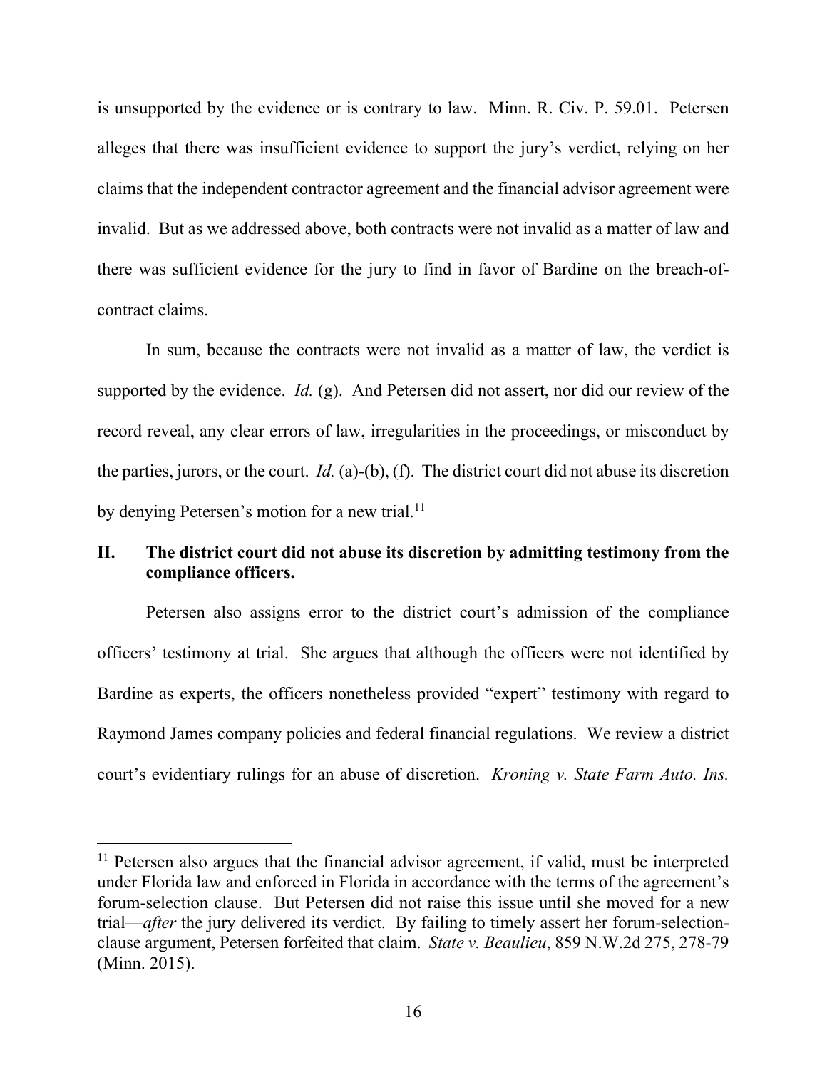is unsupported by the evidence or is contrary to law. Minn. R. Civ. P. 59.01. Petersen alleges that there was insufficient evidence to support the jury's verdict, relying on her claims that the independent contractor agreement and the financial advisor agreement were invalid. But as we addressed above, both contracts were not invalid as a matter of law and there was sufficient evidence for the jury to find in favor of Bardine on the breach-of-contract claims.

In sum, because the contracts were not invalid as a matter of law, the verdict is supported by the evidence. *Id.* (g). And Petersen did not assert, nor did our review of the record reveal, any clear errors of law, irregularities in the proceedings, or misconduct by the parties, jurors, or the court. *Id.* (a)-(b), (f). The district court did not abuse its discretion by denying Petersen's motion for a new trial.[11]

## II. The district court did not abuse its discretion by admitting testimony from the compliance officers.

Petersen also assigns error to the district court's admission of the compliance officers' testimony at trial. She argues that although the officers were not identified by Bardine as experts, the officers nonetheless provided "expert" testimony with regard to Raymond James company policies and federal financial regulations. We review a district court's evidentiary rulings for an abuse of discretion. *Kroning v. State Farm Auto. Ins.*

---

[11] Petersen also argues that the financial advisor agreement, if valid, must be interpreted under Florida law and enforced in Florida in accordance with the terms of the agreement's forum-selection clause. But Petersen did not raise this issue until she moved for a new trial—*after* the jury delivered its verdict. By failing to timely assert her forum-selection-clause argument, Petersen forfeited that claim. *State v. Beaulieu*, 859 N.W.2d 275, 278-79 (Minn. 2015).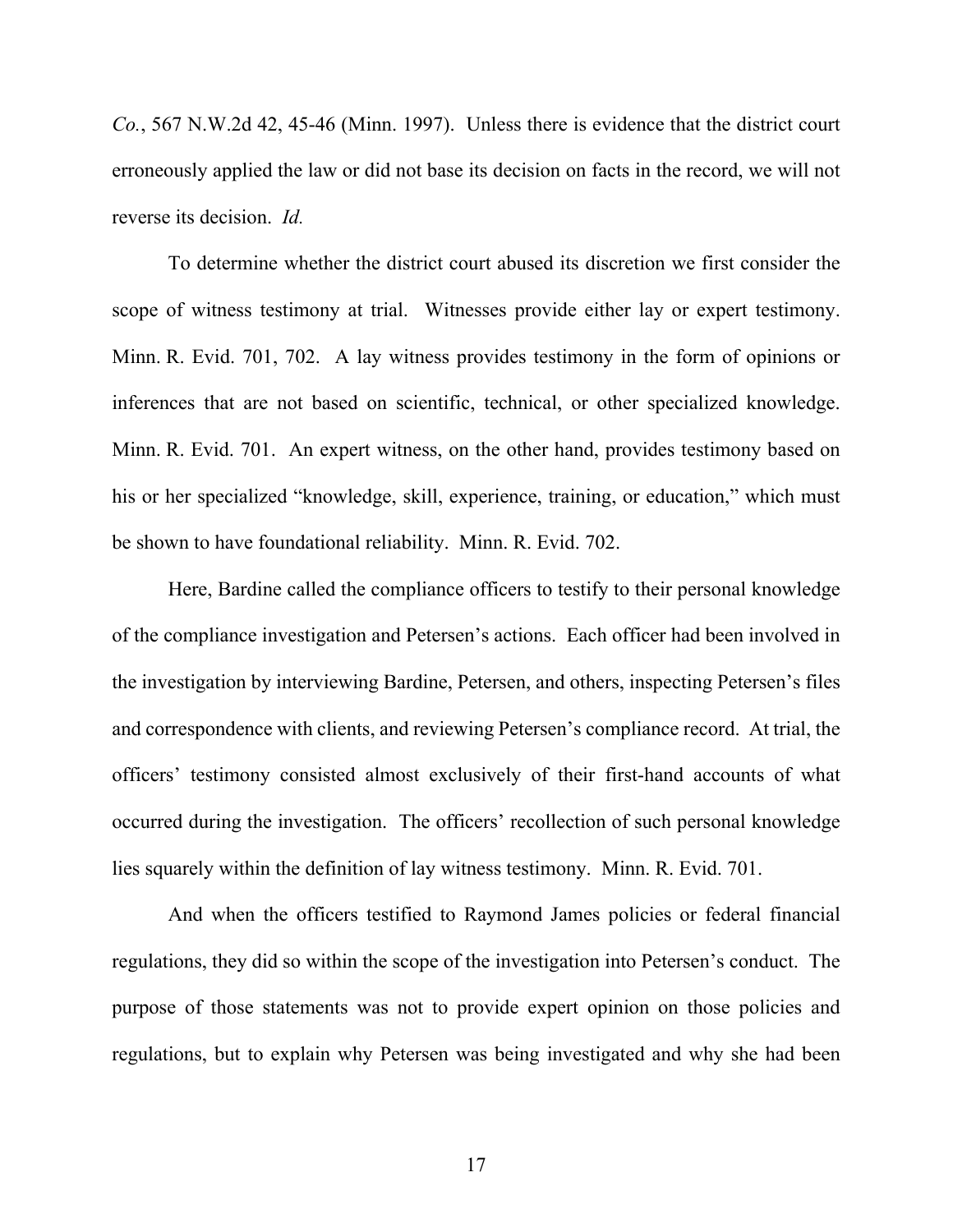*Co.*, 567 N.W.2d 42, 45-46 (Minn. 1997). Unless there is evidence that the district court erroneously applied the law or did not base its decision on facts in the record, we will not reverse its decision. *Id.*

To determine whether the district court abused its discretion we first consider the scope of witness testimony at trial. Witnesses provide either lay or expert testimony. Minn. R. Evid. 701, 702. A lay witness provides testimony in the form of opinions or inferences that are not based on scientific, technical, or other specialized knowledge. Minn. R. Evid. 701. An expert witness, on the other hand, provides testimony based on his or her specialized "knowledge, skill, experience, training, or education," which must be shown to have foundational reliability. Minn. R. Evid. 702.

Here, Bardine called the compliance officers to testify to their personal knowledge of the compliance investigation and Petersen's actions. Each officer had been involved in the investigation by interviewing Bardine, Petersen, and others, inspecting Petersen's files and correspondence with clients, and reviewing Petersen's compliance record. At trial, the officers' testimony consisted almost exclusively of their first-hand accounts of what occurred during the investigation. The officers' recollection of such personal knowledge lies squarely within the definition of lay witness testimony. Minn. R. Evid. 701.

And when the officers testified to Raymond James policies or federal financial regulations, they did so within the scope of the investigation into Petersen's conduct. The purpose of those statements was not to provide expert opinion on those policies and regulations, but to explain why Petersen was being investigated and why she had been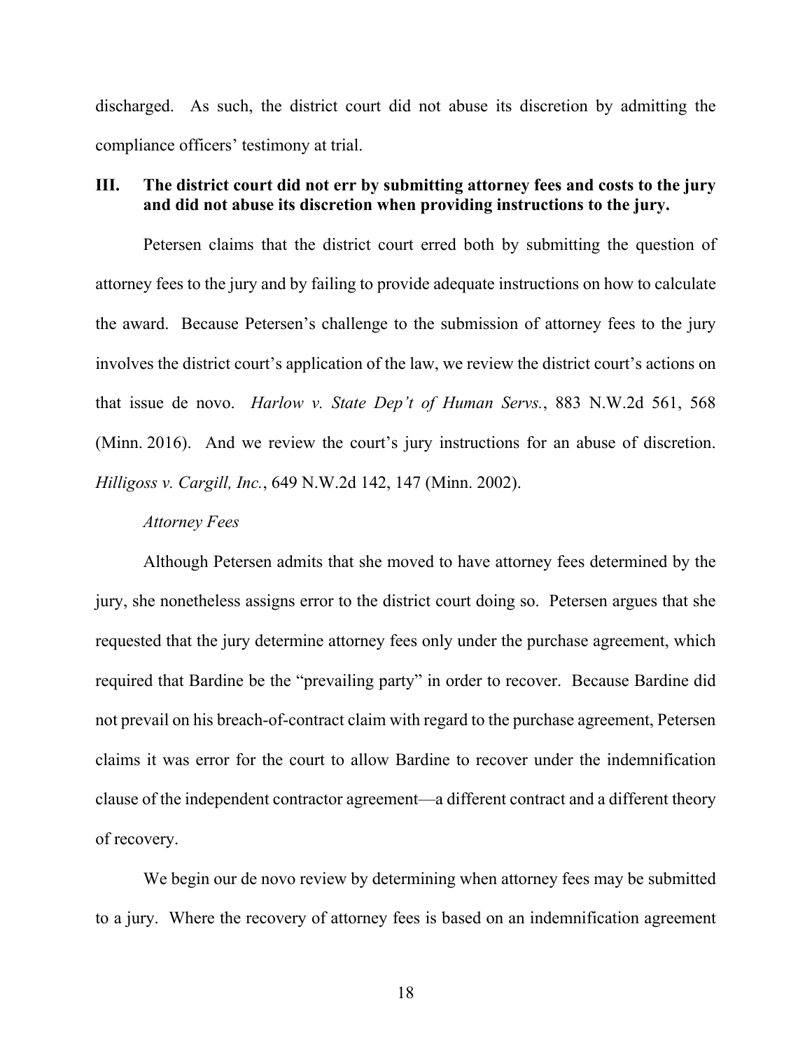discharged. As such, the district court did not abuse its discretion by admitting the compliance officers' testimony at trial.

## III. The district court did not err by submitting attorney fees and costs to the jury and did not abuse its discretion when providing instructions to the jury.

Petersen claims that the district court erred both by submitting the question of attorney fees to the jury and by failing to provide adequate instructions on how to calculate the award. Because Petersen's challenge to the submission of attorney fees to the jury involves the district court's application of the law, we review the district court's actions on that issue de novo. *Harlow v. State Dep't of Human Servs.*, 883 N.W.2d 561, 568 (Minn. 2016). And we review the court's jury instructions for an abuse of discretion. *Hilligoss v. Cargill, Inc.*, 649 N.W.2d 142, 147 (Minn. 2002).

*Attorney Fees*

Although Petersen admits that she moved to have attorney fees determined by the jury, she nonetheless assigns error to the district court doing so. Petersen argues that she requested that the jury determine attorney fees only under the purchase agreement, which required that Bardine be the "prevailing party" in order to recover. Because Bardine did not prevail on his breach-of-contract claim with regard to the purchase agreement, Petersen claims it was error for the court to allow Bardine to recover under the indemnification clause of the independent contractor agreement—a different contract and a different theory of recovery.

We begin our de novo review by determining when attorney fees may be submitted to a jury. Where the recovery of attorney fees is based on an indemnification agreement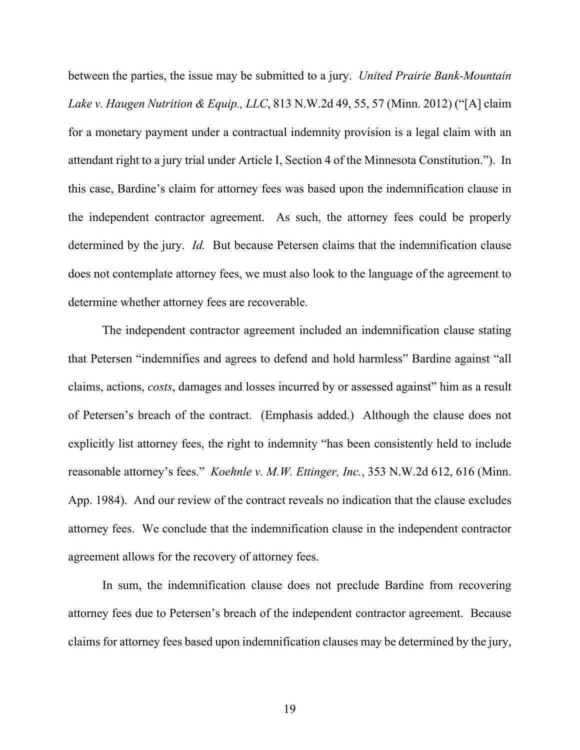between the parties, the issue may be submitted to a jury. *United Prairie Bank-Mountain Lake v. Haugen Nutrition & Equip., LLC*, 813 N.W.2d 49, 55, 57 (Minn. 2012) ("[A] claim for a monetary payment under a contractual indemnity provision is a legal claim with an attendant right to a jury trial under Article I, Section 4 of the Minnesota Constitution."). In this case, Bardine's claim for attorney fees was based upon the indemnification clause in the independent contractor agreement. As such, the attorney fees could be properly determined by the jury. *Id.* But because Petersen claims that the indemnification clause does not contemplate attorney fees, we must also look to the language of the agreement to determine whether attorney fees are recoverable.

The independent contractor agreement included an indemnification clause stating that Petersen "indemnifies and agrees to defend and hold harmless" Bardine against "all claims, actions, *costs*, damages and losses incurred by or assessed against" him as a result of Petersen's breach of the contract. (Emphasis added.) Although the clause does not explicitly list attorney fees, the right to indemnity "has been consistently held to include reasonable attorney's fees." *Koehnle v. M.W. Ettinger, Inc.*, 353 N.W.2d 612, 616 (Minn. App. 1984). And our review of the contract reveals no indication that the clause excludes attorney fees. We conclude that the indemnification clause in the independent contractor agreement allows for the recovery of attorney fees.

In sum, the indemnification clause does not preclude Bardine from recovering attorney fees due to Petersen's breach of the independent contractor agreement. Because claims for attorney fees based upon indemnification clauses may be determined by the jury,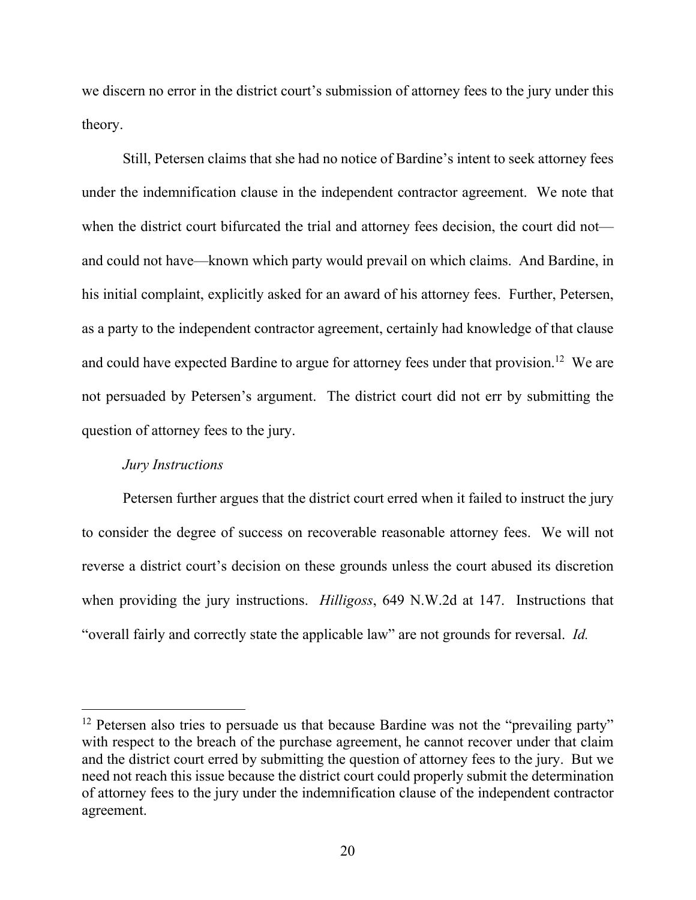we discern no error in the district court's submission of attorney fees to the jury under this theory.

Still, Petersen claims that she had no notice of Bardine's intent to seek attorney fees under the indemnification clause in the independent contractor agreement. We note that when the district court bifurcated the trial and attorney fees decision, the court did not—and could not have—known which party would prevail on which claims. And Bardine, in his initial complaint, explicitly asked for an award of his attorney fees. Further, Petersen, as a party to the independent contractor agreement, certainly had knowledge of that clause and could have expected Bardine to argue for attorney fees under that provision.[12] We are not persuaded by Petersen's argument. The district court did not err by submitting the question of attorney fees to the jury.

*Jury Instructions*

Petersen further argues that the district court erred when it failed to instruct the jury to consider the degree of success on recoverable reasonable attorney fees. We will not reverse a district court's decision on these grounds unless the court abused its discretion when providing the jury instructions. *Hilligoss*, 649 N.W.2d at 147. Instructions that "overall fairly and correctly state the applicable law" are not grounds for reversal. *Id.*

---

[12] Petersen also tries to persuade us that because Bardine was not the "prevailing party" with respect to the breach of the purchase agreement, he cannot recover under that claim and the district court erred by submitting the question of attorney fees to the jury. But we need not reach this issue because the district court could properly submit the determination of attorney fees to the jury under the indemnification clause of the independent contractor agreement.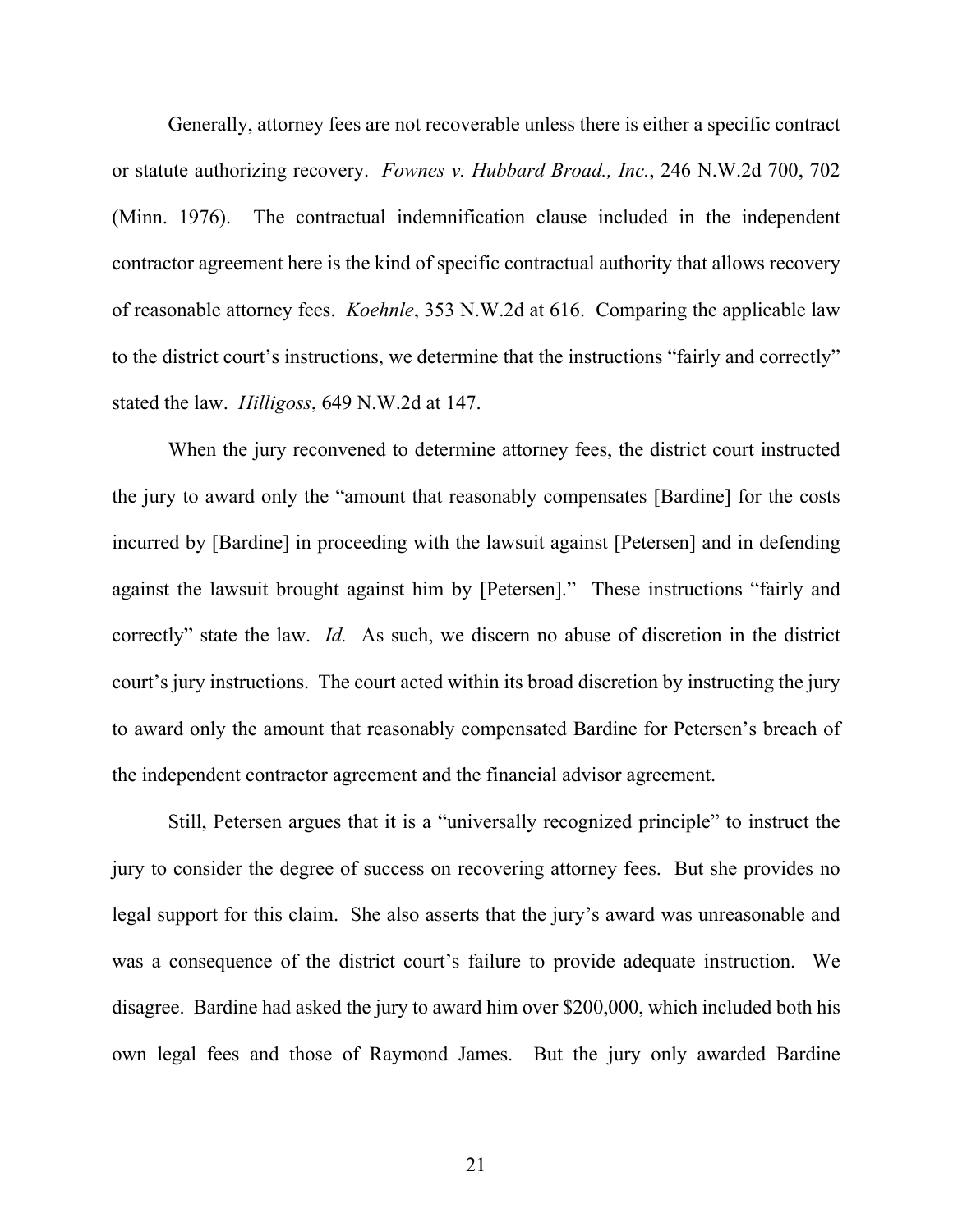Generally, attorney fees are not recoverable unless there is either a specific contract or statute authorizing recovery. *Fownes v. Hubbard Broad., Inc.*, 246 N.W.2d 700, 702 (Minn. 1976). The contractual indemnification clause included in the independent contractor agreement here is the kind of specific contractual authority that allows recovery of reasonable attorney fees. *Koehnle*, 353 N.W.2d at 616. Comparing the applicable law to the district court's instructions, we determine that the instructions "fairly and correctly" stated the law. *Hilligoss*, 649 N.W.2d at 147.

When the jury reconvened to determine attorney fees, the district court instructed the jury to award only the "amount that reasonably compensates [Bardine] for the costs incurred by [Bardine] in proceeding with the lawsuit against [Petersen] and in defending against the lawsuit brought against him by [Petersen]." These instructions "fairly and correctly" state the law. *Id.* As such, we discern no abuse of discretion in the district court's jury instructions. The court acted within its broad discretion by instructing the jury to award only the amount that reasonably compensated Bardine for Petersen's breach of the independent contractor agreement and the financial advisor agreement.

Still, Petersen argues that it is a "universally recognized principle" to instruct the jury to consider the degree of success on recovering attorney fees. But she provides no legal support for this claim. She also asserts that the jury's award was unreasonable and was a consequence of the district court's failure to provide adequate instruction. We disagree. Bardine had asked the jury to award him over $200,000, which included both his own legal fees and those of Raymond James. But the jury only awarded Bardine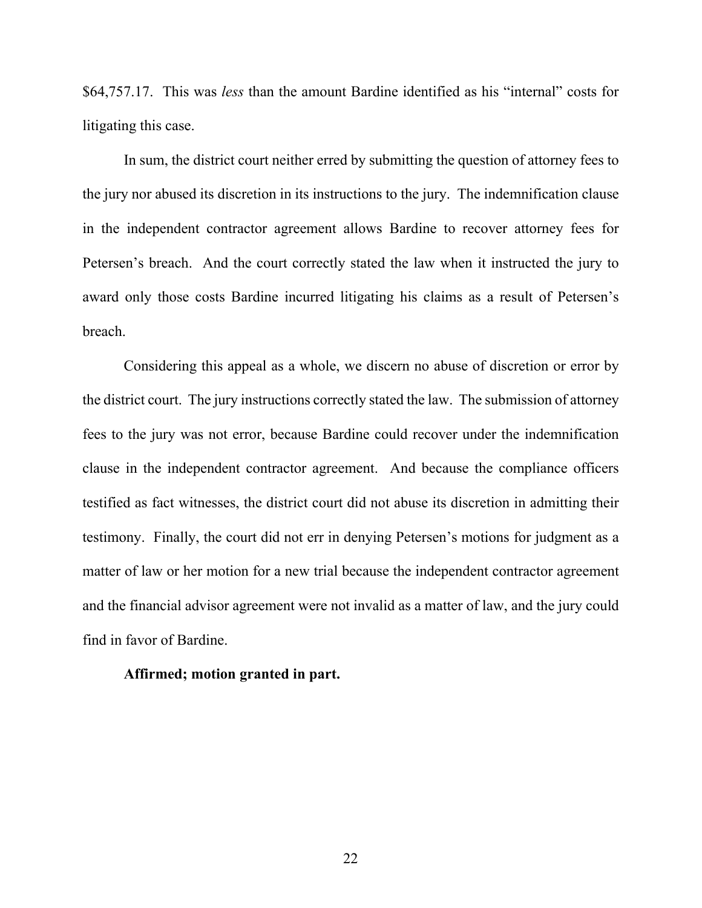$64,757.17. This was *less* than the amount Bardine identified as his "internal" costs for litigating this case.

In sum, the district court neither erred by submitting the question of attorney fees to the jury nor abused its discretion in its instructions to the jury. The indemnification clause in the independent contractor agreement allows Bardine to recover attorney fees for Petersen's breach. And the court correctly stated the law when it instructed the jury to award only those costs Bardine incurred litigating his claims as a result of Petersen's breach.

Considering this appeal as a whole, we discern no abuse of discretion or error by the district court. The jury instructions correctly stated the law. The submission of attorney fees to the jury was not error, because Bardine could recover under the indemnification clause in the independent contractor agreement. And because the compliance officers testified as fact witnesses, the district court did not abuse its discretion in admitting their testimony. Finally, the court did not err in denying Petersen's motions for judgment as a matter of law or her motion for a new trial because the independent contractor agreement and the financial advisor agreement were not invalid as a matter of law, and the jury could find in favor of Bardine.

**Affirmed; motion granted in part.**